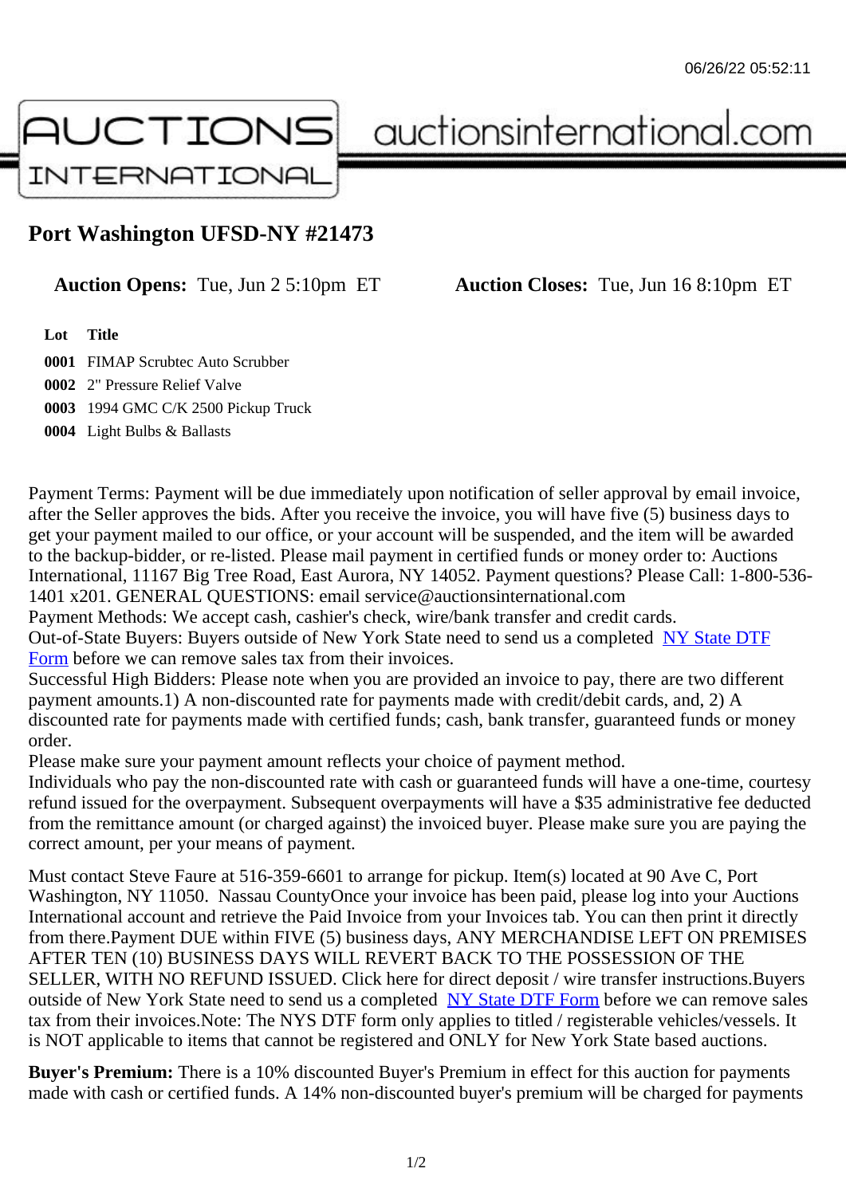# Port Washington UFSD-NY #21473

**Auction Opens:** Tue, Jun 2 5:10pm ET **Auction Closes:** Tue, Jun 16 8:10pm ET

| Lot | Title |
|---|---|
| 0001 | FIMAP Scrubtec Auto Scrubber |
| 0002 | 2" Pressure Relief Valve |
| 0003 | 1994 GMC C/K 2500 Pickup Truck |
| 0004 | Light Bulbs & Ballasts |

Payment Terms: Payment will be due immediately upon notification of seller approval by email invoice, after the Seller approves the bids. After you receive the invoice, you will have five (5) business days to get your payment mailed to our office, or your account will be suspended, and the item will be awarded to the backup-bidder, or re-listed. Please mail payment in certified funds or money order to: Auctions International, 11167 Big Tree Road, East Aurora, NY 14052. Payment questions? Please Call: 1-800-536-1401 x201. GENERAL QUESTIONS: email service@auctionsinternational.com
Payment Methods: We accept cash, cashier's check, wire/bank transfer and credit cards.
Out-of-State Buyers: Buyers outside of New York State need to send us a completed NY State DTF Form before we can remove sales tax from their invoices.
Successful High Bidders: Please note when you are provided an invoice to pay, there are two different payment amounts.1) A non-discounted rate for payments made with credit/debit cards, and, 2) A discounted rate for payments made with certified funds; cash, bank transfer, guaranteed funds or money order.
Please make sure your payment amount reflects your choice of payment method.
Individuals who pay the non-discounted rate with cash or guaranteed funds will have a one-time, courtesy refund issued for the overpayment. Subsequent overpayments will have a $35 administrative fee deducted from the remittance amount (or charged against) the invoiced buyer. Please make sure you are paying the correct amount, per your means of payment.

Must contact Steve Faure at 516-359-6601 to arrange for pickup. Item(s) located at 90 Ave C, Port Washington, NY 11050. Nassau CountyOnce your invoice has been paid, please log into your Auctions International account and retrieve the Paid Invoice from your Invoices tab. You can then print it directly from there.Payment DUE within FIVE (5) business days, ANY MERCHANDISE LEFT ON PREMISES AFTER TEN (10) BUSINESS DAYS WILL REVERT BACK TO THE POSSESSION OF THE SELLER, WITH NO REFUND ISSUED. Click here for direct deposit / wire transfer instructions.Buyers outside of New York State need to send us a completed NY State DTF Form before we can remove sales tax from their invoices.Note: The NYS DTF form only applies to titled / registerable vehicles/vessels. It is NOT applicable to items that cannot be registered and ONLY for New York State based auctions.

**Buyer's Premium:** There is a 10% discounted Buyer's Premium in effect for this auction for payments made with cash or certified funds. A 14% non-discounted buyer's premium will be charged for payments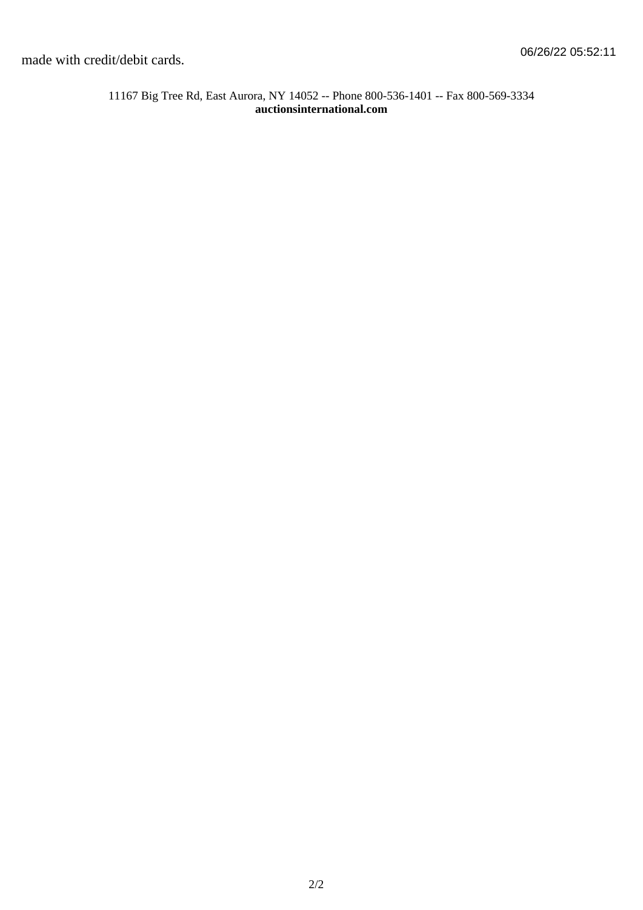made with credit/debit cards.

11167 Big Tree Rd, East Aurora, NY 14052 -- Phone 800-536-1401 -- Fax 800-569-3334
**auctionsinternational.com**